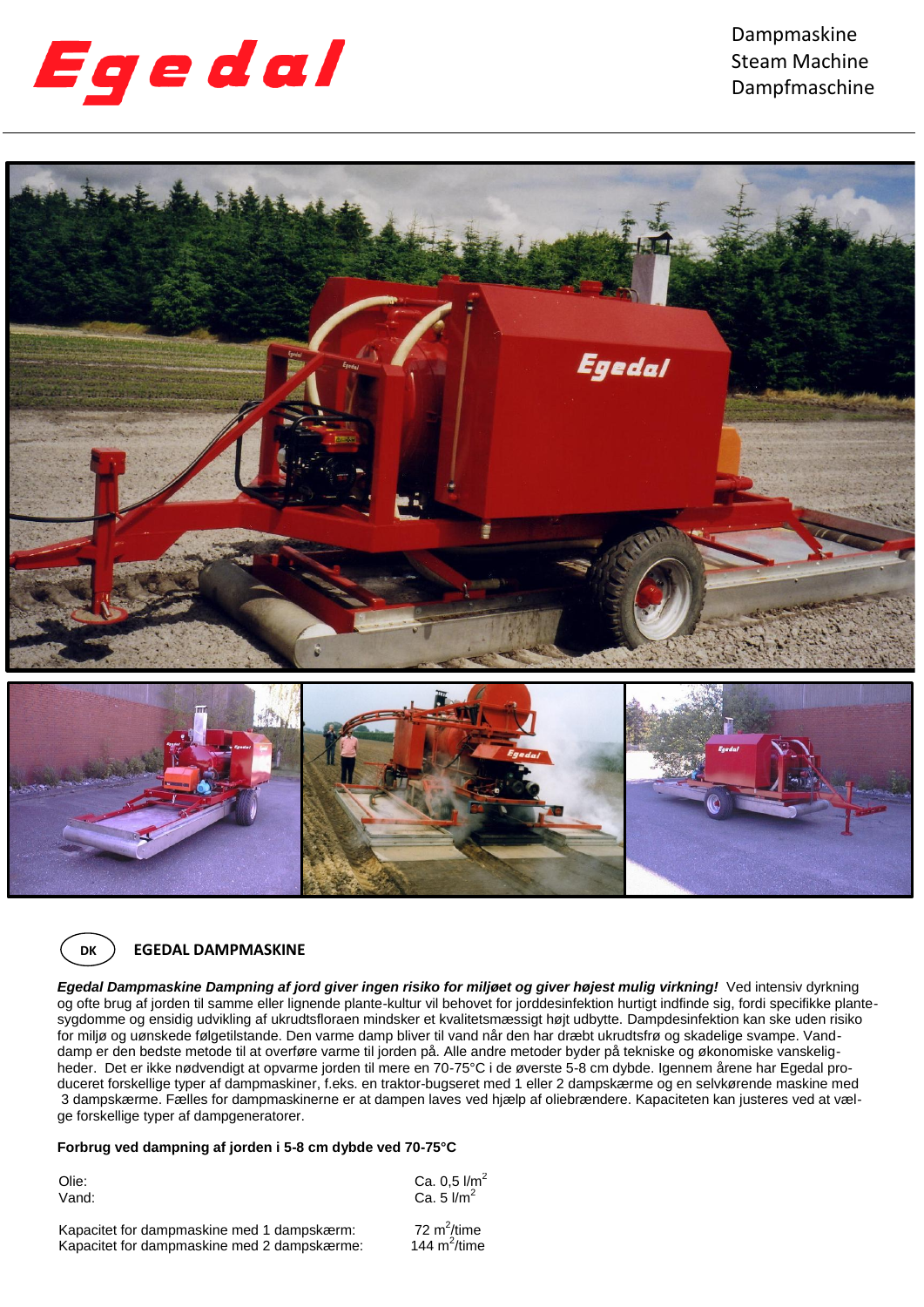# Egedal

Dampmaskine
Steam Machine
Dampfmaschine

DK **EGEDAL DAMPMASKINE**

***Egedal Dampmaskine Dampning af jord giver ingen risiko for miljøet og giver højest mulig virkning!*** Ved intensiv dyrkning og ofte brug af jorden til samme eller lignende plante-kultur vil behovet for jorddesinfektion hurtigt indfinde sig, fordi specifikke plantesygdomme og ensidig udvikling af ukrudtsfloraen mindsker et kvalitetsmæssigt højt udbytte. Dampdesinfektion kan ske uden risiko for miljø og uønskede følgetilstande. Den varme damp bliver til vand når den har dræbt ukrudtsfrø og skadelige svampe. Vanddamp er den bedste metode til at overføre varme til jorden på. Alle andre metoder byder på tekniske og økonomiske vanskeligheder. Det er ikke nødvendigt at opvarme jorden til mere en 70-75°C i de øverste 5-8 cm dybde. Igennem årene har Egedal produceret forskellige typer af dampmaskiner, f.eks. en traktor-bugseret med 1 eller 2 dampskærme og en selvkørende maskine med 3 dampskærme. Fælles for dampmaskinerne er at dampen laves ved hjælp af oliebrændere. Kapaciteten kan justeres ved at vælge forskellige typer af dampgeneratorer.

**Forbrug ved dampning af jorden i 5-8 cm dybde ved 70-75°C**

| | |
|---|---|
| Olie: | Ca. 0,5 l/m$^2$ |
| Vand: | Ca. 5 l/m$^2$ |
| Kapacitet for dampmaskine med 1 dampskærm: | 72 m$^2$/time |
| Kapacitet for dampmaskine med 2 dampskærme: | 144 m$^2$/time |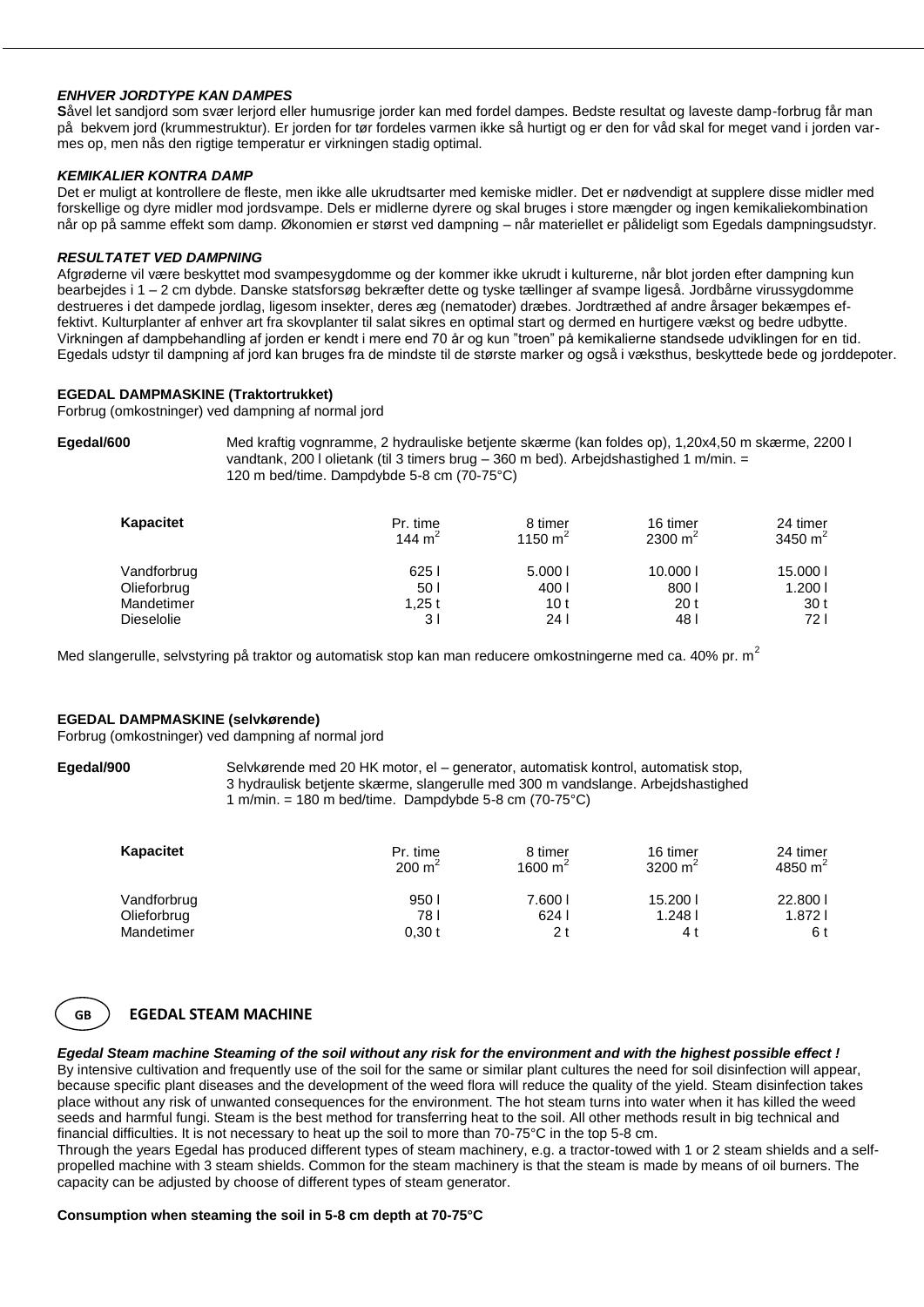### *ENHVER JORDTYPE KAN DAMPES*

**S**åvel let sandjord som svær lerjord eller humusrige jorder kan med fordel dampes. Bedste resultat og laveste damp-forbrug får man på bekvem jord (krummestruktur). Er jorden for tør fordeles varmen ikke så hurtigt og er den for våd skal for meget vand i jorden varmes op, men nås den rigtige temperatur er virkningen stadig optimal.

### *KEMIKALIER KONTRA DAMP*

Det er muligt at kontrollere de fleste, men ikke alle ukrudtsarter med kemiske midler. Det er nødvendigt at supplere disse midler med forskellige og dyre midler mod jordsvampe. Dels er midlerne dyrere og skal bruges i store mængder og ingen kemikaliekombination når op på samme effekt som damp. Økonomien er størst ved dampning – når materiellet er pålideligt som Egedals dampningsudstyr.

### *RESULTATET VED DAMPNING*

Afgrøderne vil være beskyttet mod svampesygdomme og der kommer ikke ukrudt i kulturerne, når blot jorden efter dampning kun bearbejdes i 1 – 2 cm dybde. Danske statsforsøg bekræfter dette og tyske tællinger af svampe ligeså. Jordbårne virussygdomme destrueres i det dampede jordlag, ligesom insekter, deres æg (nematoder) dræbes. Jordtræthed af andre årsager bekæmpes effektivt. Kulturplanter af enhver art fra skovplanter til salat sikres en optimal start og dermed en hurtigere vækst og bedre udbytte. Virkningen af dampbehandling af jorden er kendt i mere end 70 år og kun "troen" på kemikalierne standsede udviklingen for en tid. Egedals udstyr til dampning af jord kan bruges fra de mindste til de største marker og også i væksthus, beskyttede bede og jorddepoter.

**EGEDAL DAMPMASKINE (Traktortrukket)**

Forbrug (omkostninger) ved dampning af normal jord

**Egedal/600** Med kraftig vognramme, 2 hydrauliske betjente skærme (kan foldes op), 1,20x4,50 m skærme, 2200 l vandtank, 200 l olietank (til 3 timers brug – 360 m bed). Arbejdshastighed 1 m/min. = 120 m bed/time. Dampdybde 5-8 cm (70-75°C)

| Kapacitet | Pr. time 144 m$^2$ | 8 timer 1150 m$^2$ | 16 timer 2300 m$^2$ | 24 timer 3450 m$^2$ |
|---|---|---|---|---|
| Vandforbrug | 625 l | 5.000 l | 10.000 l | 15.000 l |
| Olieforbrug | 50 l | 400 l | 800 l | 1.200 l |
| Mandetimer | 1,25 t | 10 t | 20 t | 30 t |
| Dieselolie | 3 l | 24 l | 48 l | 72 l |

Med slangerulle, selvstyring på traktor og automatisk stop kan man reducere omkostningerne med ca. 40% pr. m$^2$

**EGEDAL DAMPMASKINE (selvkørende)**

Forbrug (omkostninger) ved dampning af normal jord

**Egedal/900** Selvkørende med 20 HK motor, el – generator, automatisk kontrol, automatisk stop, 3 hydraulisk betjente skærme, slangerulle med 300 m vandslange. Arbejdshastighed 1 m/min. = 180 m bed/time. Dampdybde 5-8 cm (70-75°C)

| Kapacitet | Pr. time 200 m$^2$ | 8 timer 1600 m$^2$ | 16 timer 3200 m$^2$ | 24 timer 4850 m$^2$ |
|---|---|---|---|---|
| Vandforbrug | 950 l | 7.600 l | 15.200 l | 22.800 l |
| Olieforbrug | 78 l | 624 l | 1.248 l | 1.872 l |
| Mandetimer | 0,30 t | 2 t | 4 t | 6 t |

## GB EGEDAL STEAM MACHINE

***Egedal Steam machine Steaming of the soil without any risk for the environment and with the highest possible effect !***

By intensive cultivation and frequently use of the soil for the same or similar plant cultures the need for soil disinfection will appear, because specific plant diseases and the development of the weed flora will reduce the quality of the yield. Steam disinfection takes place without any risk of unwanted consequences for the environment. The hot steam turns into water when it has killed the weed seeds and harmful fungi. Steam is the best method for transferring heat to the soil. All other methods result in big technical and financial difficulties. It is not necessary to heat up the soil to more than 70-75°C in the top 5-8 cm.

Through the years Egedal has produced different types of steam machinery, e.g. a tractor-towed with 1 or 2 steam shields and a self-propelled machine with 3 steam shields. Common for the steam machinery is that the steam is made by means of oil burners. The capacity can be adjusted by choose of different types of steam generator.

**Consumption when steaming the soil in 5-8 cm depth at 70-75°C**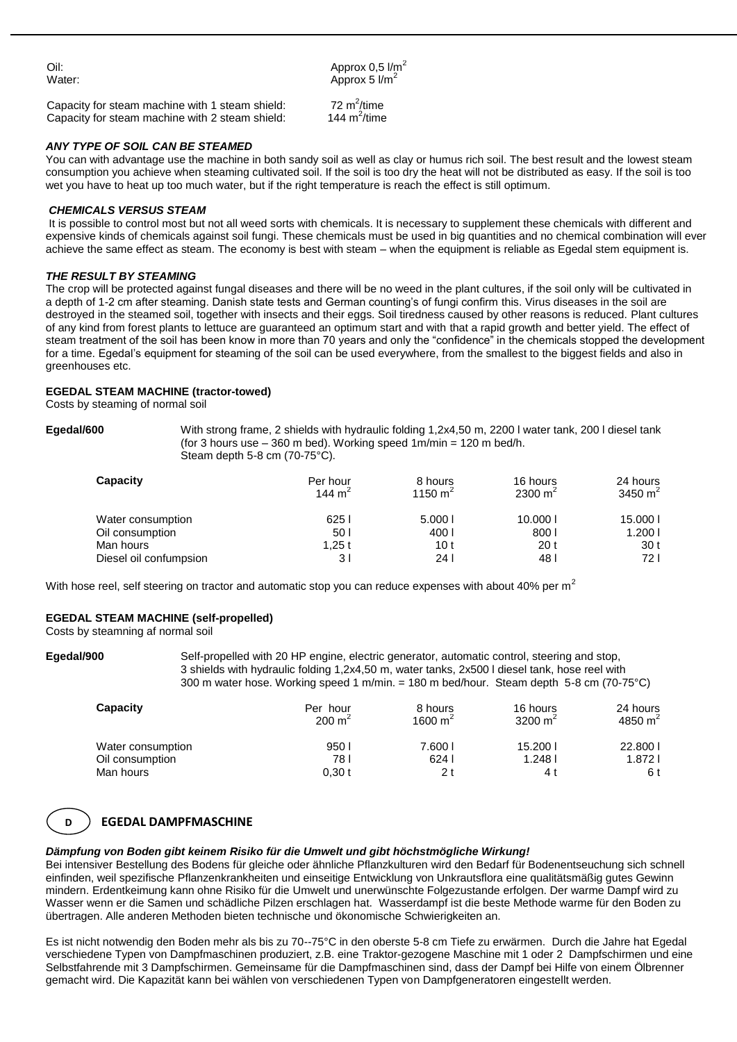| | |
|---|---|
| Oil: | Approx 0,5 l/m$^2$ |
| Water: | Approx 5 l/m$^2$ |

| | |
|---|---|
| Capacity for steam machine with 1 steam shield: | 72 m$^2$/time |
| Capacity for steam machine with 2 steam shield: | 144 m$^2$/time |

***ANY TYPE OF SOIL CAN BE STEAMED***

You can with advantage use the machine in both sandy soil as well as clay or humus rich soil. The best result and the lowest steam consumption you achieve when steaming cultivated soil. If the soil is too dry the heat will not be distributed as easy. If the soil is too wet you have to heat up too much water, but if the right temperature is reach the effect is still optimum.

***CHEMICALS VERSUS STEAM***

It is possible to control most but not all weed sorts with chemicals. It is necessary to supplement these chemicals with different and expensive kinds of chemicals against soil fungi. These chemicals must be used in big quantities and no chemical combination will ever achieve the same effect as steam. The economy is best with steam – when the equipment is reliable as Egedal stem equipment is.

***THE RESULT BY STEAMING***

The crop will be protected against fungal diseases and there will be no weed in the plant cultures, if the soil only will be cultivated in a depth of 1-2 cm after steaming. Danish state tests and German counting's of fungi confirm this. Virus diseases in the soil are destroyed in the steamed soil, together with insects and their eggs. Soil tiredness caused by other reasons is reduced. Plant cultures of any kind from forest plants to lettuce are guaranteed an optimum start and with that a rapid growth and better yield. The effect of steam treatment of the soil has been know in more than 70 years and only the "confidence" in the chemicals stopped the development for a time. Egedal's equipment for steaming of the soil can be used everywhere, from the smallest to the biggest fields and also in greenhouses etc.

**EGEDAL STEAM MACHINE (tractor-towed)**

Costs by steaming of normal soil

**Egedal/600** With strong frame, 2 shields with hydraulic folding 1,2x4,50 m, 2200 l water tank, 200 l diesel tank (for 3 hours use – 360 m bed). Working speed 1m/min = 120 m bed/h. Steam depth 5-8 cm (70-75°C).

| **Capacity** | Per hour 144 m$^2$ | 8 hours 1150 m$^2$ | 16 hours 2300 m$^2$ | 24 hours 3450 m$^2$ |
|---|---|---|---|---|
| Water consumption | 625 l | 5.000 l | 10.000 l | 15.000 l |
| Oil consumption | 50 l | 400 l | 800 l | 1.200 l |
| Man hours | 1,25 t | 10 t | 20 t | 30 t |
| Diesel oil confumpsion | 3 l | 24 l | 48 l | 72 l |

With hose reel, self steering on tractor and automatic stop you can reduce expenses with about 40% per m$^2$

**EGEDAL STEAM MACHINE (self-propelled)**

Costs by steamning af normal soil

**Egedal/900** Self-propelled with 20 HP engine, electric generator, automatic control, steering and stop, 3 shields with hydraulic folding 1,2x4,50 m, water tanks, 2x500 l diesel tank, hose reel with 300 m water hose. Working speed 1 m/min. = 180 m bed/hour. Steam depth 5-8 cm (70-75°C)

| **Capacity** | Per hour 200 m$^2$ | 8 hours 1600 m$^2$ | 16 hours 3200 m$^2$ | 24 hours 4850 m$^2$ |
|---|---|---|---|---|
| Water consumption | 950 l | 7.600 l | 15.200 l | 22.800 l |
| Oil consumption | 78 l | 624 l | 1.248 l | 1.872 l |
| Man hours | 0,30 t | 2 t | 4 t | 6 t |

## D EGEDAL DAMPFMASCHINE

***Dämpfung von Boden gibt keinem Risiko für die Umwelt und gibt höchstmögliche Wirkung!***

Bei intensiver Bestellung des Bodens für gleiche oder ähnliche Pflanzkulturen wird den Bedarf für Bodenentseuchung sich schnell einfinden, weil spezifische Pflanzenkrankheiten und einseitige Entwicklung von Unkrautsflora eine qualitätsmäßig gutes Gewinn mindern. Erdentkeimung kann ohne Risiko für die Umwelt und unerwünschte Folgezustande erfolgen. Der warme Dampf wird zu Wasser wenn er die Samen und schädliche Pilzen erschlagen hat. Wasserdampf ist die beste Methode warme für den Boden zu übertragen. Alle anderen Methoden bieten technische und ökonomische Schwierigkeiten an.

Es ist nicht notwendig den Boden mehr als bis zu 70--75°C in den oberste 5-8 cm Tiefe zu erwärmen. Durch die Jahre hat Egedal verschiedene Typen von Dampfmaschinen produziert, z.B. eine Traktor-gezogene Maschine mit 1 oder 2 Dampfschirmen und eine Selbstfahrende mit 3 Dampfschirmen. Gemeinsame für die Dampfmaschinen sind, dass der Dampf bei Hilfe von einem Ölbrenner gemacht wird. Die Kapazität kann bei wählen von verschiedenen Typen von Dampfgeneratoren eingestellt werden.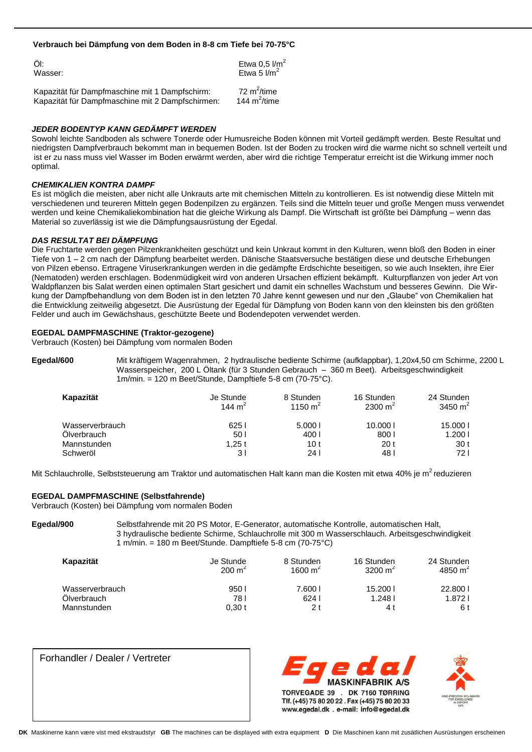**Verbrauch bei Dämpfung von dem Boden in 8-8 cm Tiefe bei 70-75°C**

| | |
|---|---|
| Öl: | Etwa 0,5 l/m$^2$ |
| Wasser: | Etwa 5 l/m$^2$ |
| Kapazität für Dampfmaschine mit 1 Dampfschirm: | 72 m$^2$/time |
| Kapazität für Dampfmaschine mit 2 Dampfschirmen: | 144 m$^2$/time |

***JEDER BODENTYP KANN GEDÄMPFT WERDEN***

Sowohl leichte Sandboden als schwere Tonerde oder Humusreiche Boden können mit Vorteil gedämpft werden. Beste Resultat und niedrigsten Dampfverbrauch bekommt man in bequemen Boden. Ist der Boden zu trocken wird die warme nicht so schnell verteilt und ist er zu nass muss viel Wasser im Boden erwärmt werden, aber wird die richtige Temperatur erreicht ist die Wirkung immer noch optimal.

***CHEMIKALIEN KONTRA DAMPF***

Es ist möglich die meisten, aber nicht alle Unkrauts arte mit chemischen Mitteln zu kontrollieren. Es ist notwendig diese Mitteln mit verschiedenen und teureren Mitteln gegen Bodenpilzen zu ergänzen. Teils sind die Mitteln teuer und große Mengen muss verwendet werden und keine Chemikaliekombination hat die gleiche Wirkung als Dampf. Die Wirtschaft ist größte bei Dämpfung – wenn das Material so zuverlässig ist wie die Dämpfungsausrüstung der Egedal.

***DAS RESULTAT BEI DÄMPFUNG***

Die Fruchtarte werden gegen Pilzenkrankheiten geschützt und kein Unkraut kommt in den Kulturen, wenn bloß den Boden in einer Tiefe von 1 – 2 cm nach der Dämpfung bearbeitet werden. Dänische Staatsversuche bestätigen diese und deutsche Erhebungen von Pilzen ebenso. Ertragene Viruserkrankungen werden in die gedämpfte Erdschichte beseitigen, so wie auch Insekten, ihre Eier (Nematoden) werden erschlagen. Bodenmüdigkeit wird von anderen Ursachen effizient bekämpft. Kulturpflanzen von jeder Art von Waldpflanzen bis Salat werden einen optimalen Start gesichert und damit ein schnelles Wachstum und besseres Gewinn. Die Wirkung der Dampfbehandlung von dem Boden ist in den letzten 70 Jahre kennt gewesen und nur den „Glaube" von Chemikalien hat die Entwicklung zeitweilig abgesetzt. Die Ausrüstung der Egedal für Dämpfung von Boden kann von den kleinsten bis den größten Felder und auch im Gewächshaus, geschützte Beete und Bodendepoten verwendet werden.

**EGEDAL DAMPFMASCHINE (Traktor-gezogene)**

Verbrauch (Kosten) bei Dämpfung vom normalen Boden

**Egedal/600** Mit kräftigem Wagenrahmen, 2 hydraulische bediente Schirme (aufklappbar), 1,20x4,50 cm Schirme, 2200 L Wasserspeicher, 200 L Öltank (für 3 Stunden Gebrauch – 360 m Beet). Arbeitsgeschwindigkeit 1m/min. = 120 m Beet/Stunde, Dampftiefe 5-8 cm (70-75°C).

| **Kapazität** | Je Stunde 144 m$^2$ | 8 Stunden 1150 m$^2$ | 16 Stunden 2300 m$^2$ | 24 Stunden 3450 m$^2$ |
|---|---|---|---|---|
| Wasserverbrauch | 625 l | 5.000 l | 10.000 l | 15.000 l |
| Ölverbrauch | 50 l | 400 l | 800 l | 1.200 l |
| Mannstunden | 1,25 t | 10 t | 20 t | 30 t |
| Schweröl | 3 l | 24 l | 48 l | 72 l |

Mit Schlauchrolle, Selbststeuerung am Traktor und automatischen Halt kann man die Kosten mit etwa 40% je m$^2$ reduzieren

**EGEDAL DAMPFMASCHINE (Selbstfahrende)**

Verbrauch (Kosten) bei Dämpfung vom normalen Boden

**Egedal/900** Selbstfahrende mit 20 PS Motor, E-Generator, automatische Kontrolle, automatischen Halt, 3 hydraulische bediente Schirme, Schlauchrolle mit 300 m Wasserschlauch. Arbeitsgeschwindigkeit 1 m/min. = 180 m Beet/Stunde. Dampftiefe 5-8 cm (70-75°C)

| **Kapazität** | Je Stunde 200 m$^2$ | 8 Stunden 1600 m$^2$ | 16 Stunden 3200 m$^2$ | 24 Stunden 4850 m$^2$ |
|---|---|---|---|---|
| Wasserverbrauch | 950 l | 7.600 l | 15.200 l | 22.800 l |
| Ölverbrauch | 78 l | 624 l | 1.248 l | 1.872 l |
| Mannstunden | 0,30 t | 2 t | 4 t | 6 t |

Forhandler / Dealer / Vertreter

Egedal MASKINFABRIK A/S
TORVEGADE 39 . DK 7160 TØRRING
Tlf. (+45) 75 80 20 22 . Fax (+45) 75 80 20 33
www.egedal.dk . e-mail: info@egedal.dk

KING FREDERIK IX's AWARD FOR EXCELLENCE IN EXPORT 1975

**DK** Maskinerne kann være vist med ekstraudstyr **GB** The machines can be displayed with extra equipment **D** Die Maschinen kann mit zusätlichen Ausrüstungen erscheinen